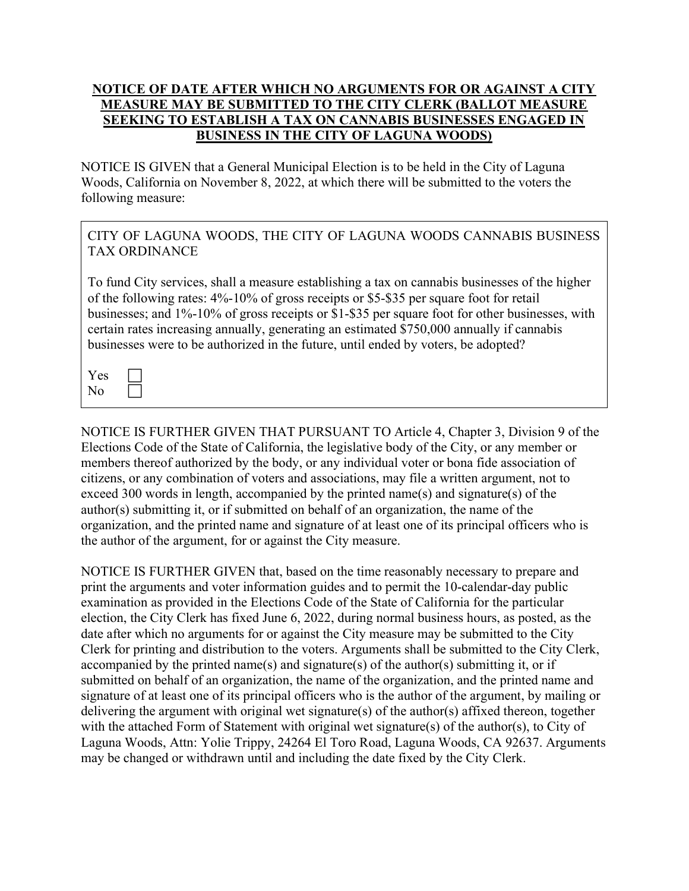# **NOTICE OF DATE AFTER WHICH NO ARGUMENTS FOR OR AGAINST A CITY MEASURE MAY BE SUBMITTED TO THE CITY CLERK (BALLOT MEASURE SEEKING TO ESTABLISH A TAX ON CANNABIS BUSINESSES ENGAGED IN BUSINESS IN THE CITY OF LAGUNA WOODS)**

NOTICE IS GIVEN that a General Municipal Election is to be held in the City of Laguna Woods, California on November 8, 2022, at which there will be submitted to the voters the following measure:

> CITY OF LAGUNA WOODS, THE CITY OF LAGUNA WOODS CANNABIS BUSINESS TAX ORDINANCE
>
> To fund City services, shall a measure establishing a tax on cannabis businesses of the higher of the following rates: 4%-10% of gross receipts or $5-$35 per square foot for retail businesses; and 1%-10% of gross receipts or $1-$35 per square foot for other businesses, with certain rates increasing annually, generating an estimated $750,000 annually if cannabis businesses were to be authorized in the future, until ended by voters, be adopted?
>
> Yes ☐
> No ☐

NOTICE IS FURTHER GIVEN THAT PURSUANT TO Article 4, Chapter 3, Division 9 of the Elections Code of the State of California, the legislative body of the City, or any member or members thereof authorized by the body, or any individual voter or bona fide association of citizens, or any combination of voters and associations, may file a written argument, not to exceed 300 words in length, accompanied by the printed name(s) and signature(s) of the author(s) submitting it, or if submitted on behalf of an organization, the name of the organization, and the printed name and signature of at least one of its principal officers who is the author of the argument, for or against the City measure.

NOTICE IS FURTHER GIVEN that, based on the time reasonably necessary to prepare and print the arguments and voter information guides and to permit the 10-calendar-day public examination as provided in the Elections Code of the State of California for the particular election, the City Clerk has fixed June 6, 2022, during normal business hours, as posted, as the date after which no arguments for or against the City measure may be submitted to the City Clerk for printing and distribution to the voters. Arguments shall be submitted to the City Clerk, accompanied by the printed name(s) and signature(s) of the author(s) submitting it, or if submitted on behalf of an organization, the name of the organization, and the printed name and signature of at least one of its principal officers who is the author of the argument, by mailing or delivering the argument with original wet signature(s) of the author(s) affixed thereon, together with the attached Form of Statement with original wet signature(s) of the author(s), to City of Laguna Woods, Attn: Yolie Trippy, 24264 El Toro Road, Laguna Woods, CA 92637. Arguments may be changed or withdrawn until and including the date fixed by the City Clerk.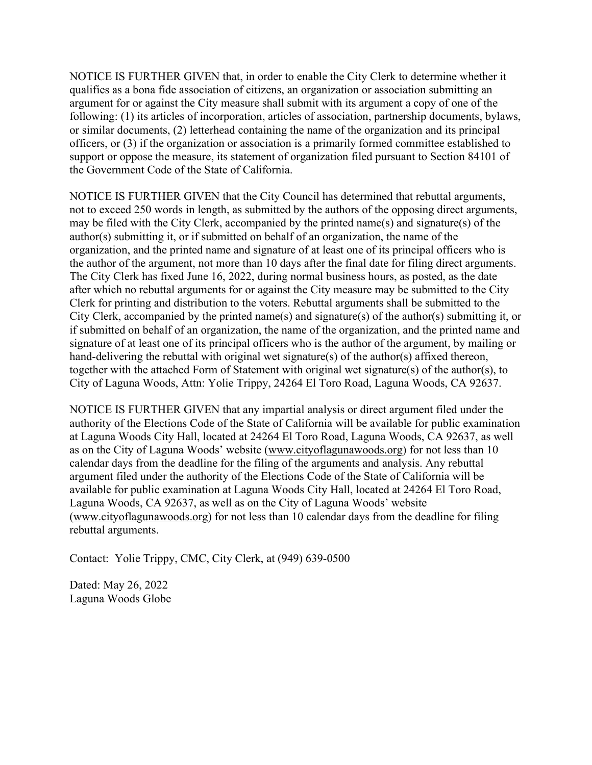NOTICE IS FURTHER GIVEN that, in order to enable the City Clerk to determine whether it qualifies as a bona fide association of citizens, an organization or association submitting an argument for or against the City measure shall submit with its argument a copy of one of the following: (1) its articles of incorporation, articles of association, partnership documents, bylaws, or similar documents, (2) letterhead containing the name of the organization and its principal officers, or (3) if the organization or association is a primarily formed committee established to support or oppose the measure, its statement of organization filed pursuant to Section 84101 of the Government Code of the State of California.

NOTICE IS FURTHER GIVEN that the City Council has determined that rebuttal arguments, not to exceed 250 words in length, as submitted by the authors of the opposing direct arguments, may be filed with the City Clerk, accompanied by the printed name(s) and signature(s) of the author(s) submitting it, or if submitted on behalf of an organization, the name of the organization, and the printed name and signature of at least one of its principal officers who is the author of the argument, not more than 10 days after the final date for filing direct arguments. The City Clerk has fixed June 16, 2022, during normal business hours, as posted, as the date after which no rebuttal arguments for or against the City measure may be submitted to the City Clerk for printing and distribution to the voters. Rebuttal arguments shall be submitted to the City Clerk, accompanied by the printed name(s) and signature(s) of the author(s) submitting it, or if submitted on behalf of an organization, the name of the organization, and the printed name and signature of at least one of its principal officers who is the author of the argument, by mailing or hand-delivering the rebuttal with original wet signature(s) of the author(s) affixed thereon, together with the attached Form of Statement with original wet signature(s) of the author(s), to City of Laguna Woods, Attn: Yolie Trippy, 24264 El Toro Road, Laguna Woods, CA 92637.

NOTICE IS FURTHER GIVEN that any impartial analysis or direct argument filed under the authority of the Elections Code of the State of California will be available for public examination at Laguna Woods City Hall, located at 24264 El Toro Road, Laguna Woods, CA 92637, as well as on the City of Laguna Woods' website (www.cityoflagunawoods.org) for not less than 10 calendar days from the deadline for the filing of the arguments and analysis. Any rebuttal argument filed under the authority of the Elections Code of the State of California will be available for public examination at Laguna Woods City Hall, located at 24264 El Toro Road, Laguna Woods, CA 92637, as well as on the City of Laguna Woods' website (www.cityoflagunawoods.org) for not less than 10 calendar days from the deadline for filing rebuttal arguments.

Contact: Yolie Trippy, CMC, City Clerk, at (949) 639-0500

Dated: May 26, 2022
Laguna Woods Globe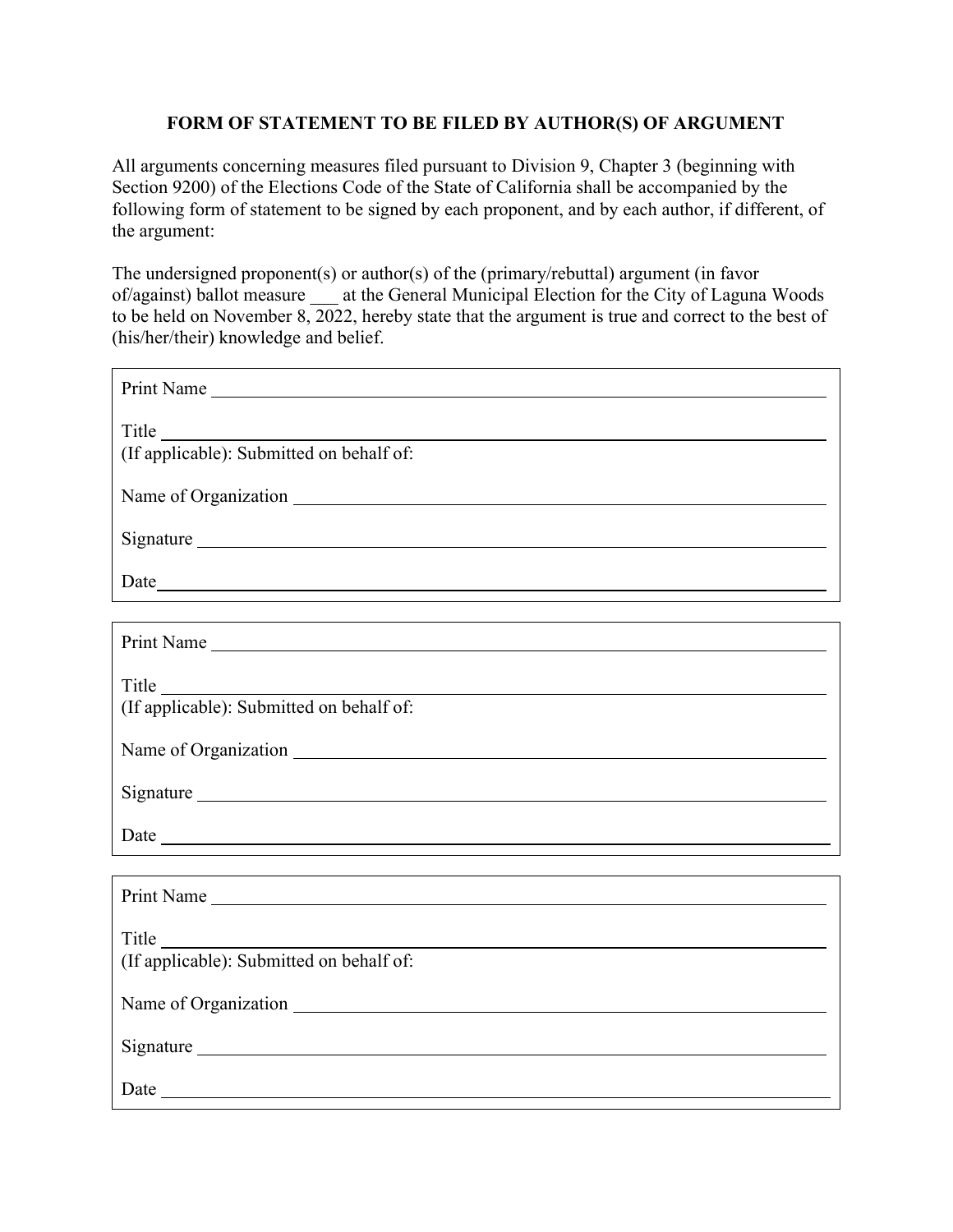**FORM OF STATEMENT TO BE FILED BY AUTHOR(S) OF ARGUMENT**

All arguments concerning measures filed pursuant to Division 9, Chapter 3 (beginning with Section 9200) of the Elections Code of the State of California shall be accompanied by the following form of statement to be signed by each proponent, and by each author, if different, of the argument:

The undersigned proponent(s) or author(s) of the (primary/rebuttal) argument (in favor of/against) ballot measure ___ at the General Municipal Election for the City of Laguna Woods to be held on November 8, 2022, hereby state that the argument is true and correct to the best of (his/her/their) knowledge and belief.

Print Name ______________________________

Title ______________________________

(If applicable): Submitted on behalf of:

Name of Organization ______________________________

Signature ______________________________

Date ______________________________

---

Print Name ______________________________

Title ______________________________

(If applicable): Submitted on behalf of:

Name of Organization ______________________________

Signature ______________________________

Date ______________________________

---

Print Name ______________________________

Title ______________________________

(If applicable): Submitted on behalf of:

Name of Organization ______________________________

Signature ______________________________

Date ______________________________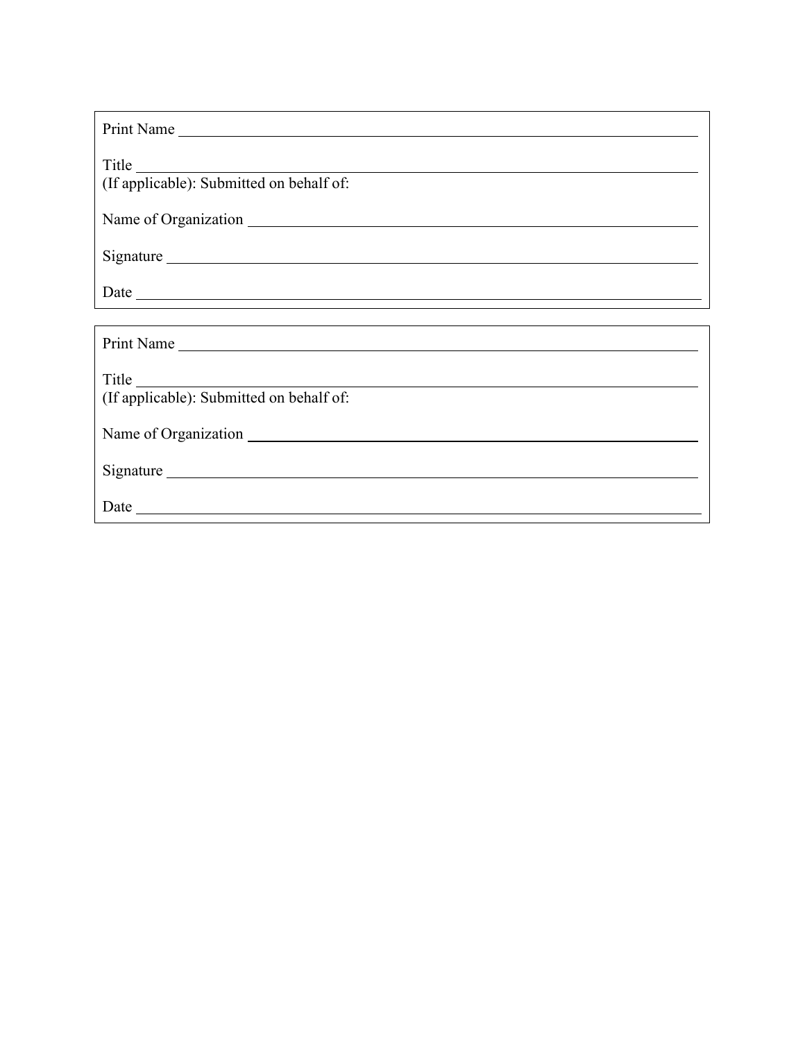Print Name ____________________________________________

Title ____________________________________________

(If applicable): Submitted on behalf of:

Name of Organization ____________________________________________

Signature ____________________________________________

Date ____________________________________________

---

Print Name ____________________________________________

Title ____________________________________________

(If applicable): Submitted on behalf of:

Name of Organization ____________________________________________

Signature ____________________________________________

Date ____________________________________________